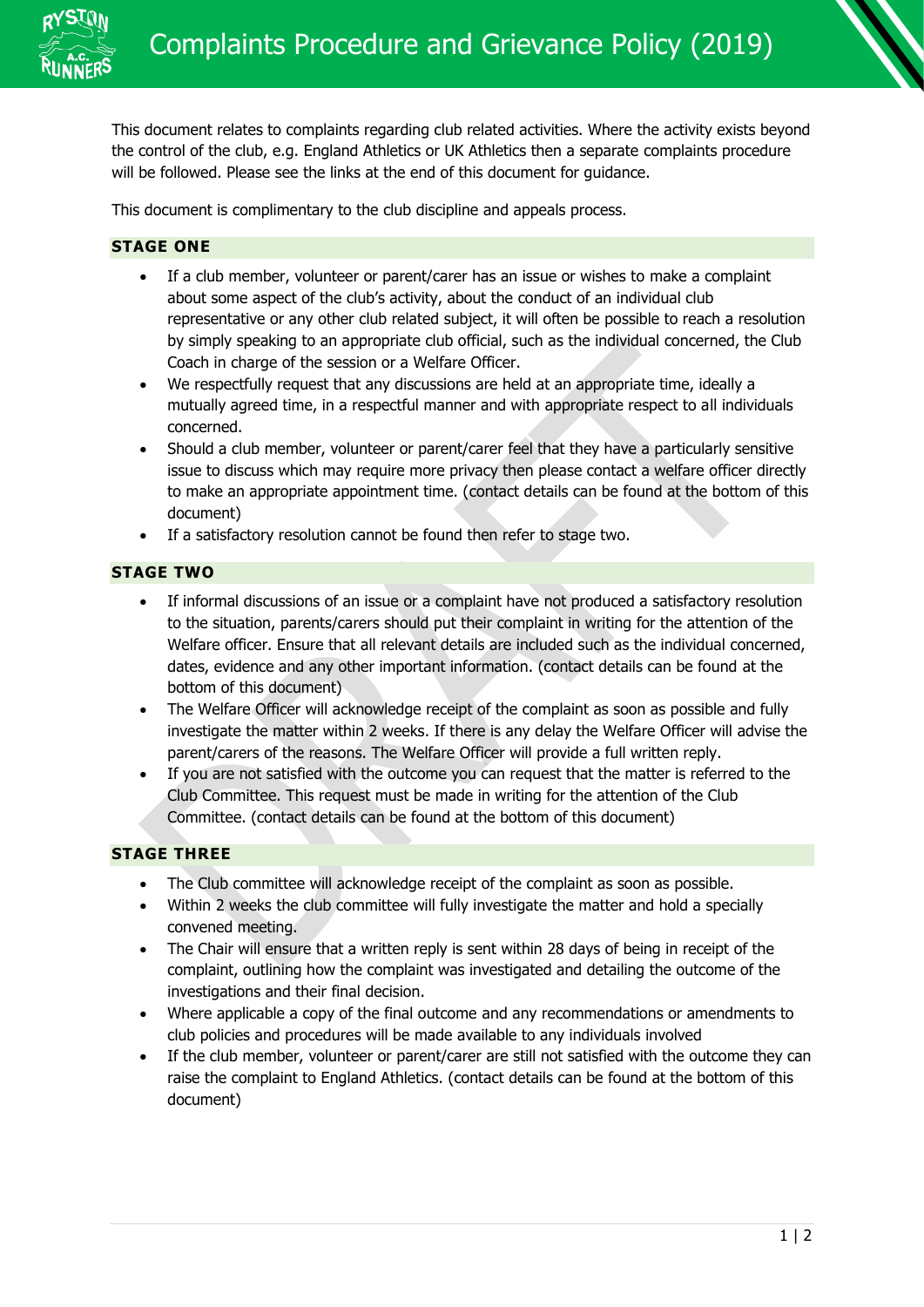# Complaints Procedure and Grievance Policy (2019)

This document relates to complaints regarding club related activities. Where the activity exists beyond the control of the club, e.g. England Athletics or UK Athletics then a separate complaints procedure will be followed. Please see the links at the end of this document for guidance.

This document is complimentary to the club discipline and appeals process.

## STAGE ONE

- If a club member, volunteer or parent/carer has an issue or wishes to make a complaint about some aspect of the club's activity, about the conduct of an individual club representative or any other club related subject, it will often be possible to reach a resolution by simply speaking to an appropriate club official, such as the individual concerned, the Club Coach in charge of the session or a Welfare Officer.
- We respectfully request that any discussions are held at an appropriate time, ideally a mutually agreed time, in a respectful manner and with appropriate respect to all individuals concerned.
- Should a club member, volunteer or parent/carer feel that they have a particularly sensitive issue to discuss which may require more privacy then please contact a welfare officer directly to make an appropriate appointment time. (contact details can be found at the bottom of this document)
- If a satisfactory resolution cannot be found then refer to stage two.

## STAGE TWO

- If informal discussions of an issue or a complaint have not produced a satisfactory resolution to the situation, parents/carers should put their complaint in writing for the attention of the Welfare officer. Ensure that all relevant details are included such as the individual concerned, dates, evidence and any other important information. (contact details can be found at the bottom of this document)
- The Welfare Officer will acknowledge receipt of the complaint as soon as possible and fully investigate the matter within 2 weeks. If there is any delay the Welfare Officer will advise the parent/carers of the reasons. The Welfare Officer will provide a full written reply.
- If you are not satisfied with the outcome you can request that the matter is referred to the Club Committee. This request must be made in writing for the attention of the Club Committee. (contact details can be found at the bottom of this document)

## STAGE THREE

- The Club committee will acknowledge receipt of the complaint as soon as possible.
- Within 2 weeks the club committee will fully investigate the matter and hold a specially convened meeting.
- The Chair will ensure that a written reply is sent within 28 days of being in receipt of the complaint, outlining how the complaint was investigated and detailing the outcome of the investigations and their final decision.
- Where applicable a copy of the final outcome and any recommendations or amendments to club policies and procedures will be made available to any individuals involved
- If the club member, volunteer or parent/carer are still not satisfied with the outcome they can raise the complaint to England Athletics. (contact details can be found at the bottom of this document)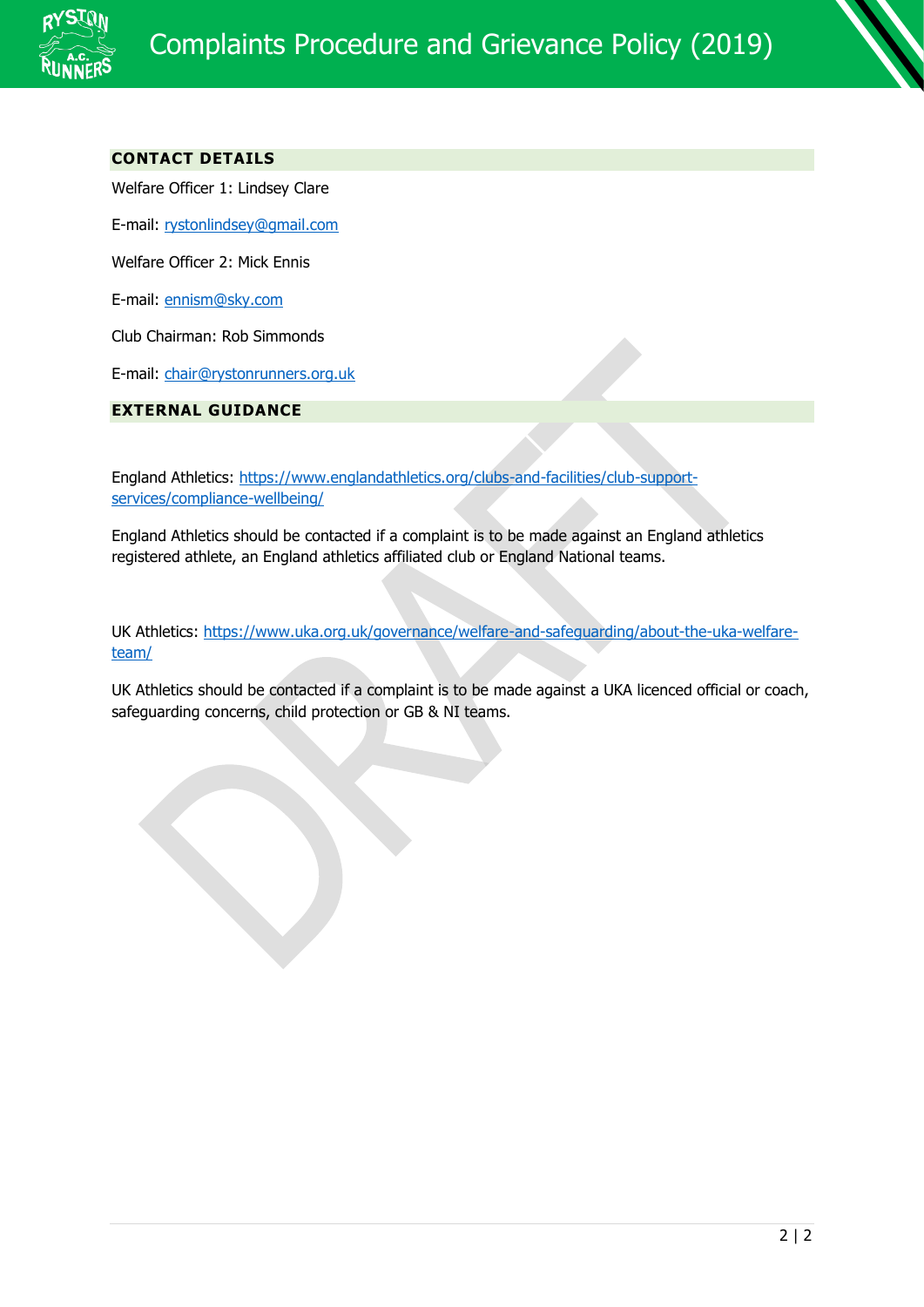## CONTACT DETAILS

Welfare Officer 1: Lindsey Clare

E-mail: rystonlindsey@gmail.com

Welfare Officer 2: Mick Ennis

E-mail: ennism@sky.com

Club Chairman: Rob Simmonds

E-mail: chair@rystonrunners.org.uk

## EXTERNAL GUIDANCE

England Athletics: https://www.englandathletics.org/clubs-and-facilities/club-support-services/compliance-wellbeing/

England Athletics should be contacted if a complaint is to be made against an England athletics registered athlete, an England athletics affiliated club or England National teams.

UK Athletics: https://www.uka.org.uk/governance/welfare-and-safeguarding/about-the-uka-welfare-team/

UK Athletics should be contacted if a complaint is to be made against a UKA licenced official or coach, safeguarding concerns, child protection or GB & NI teams.